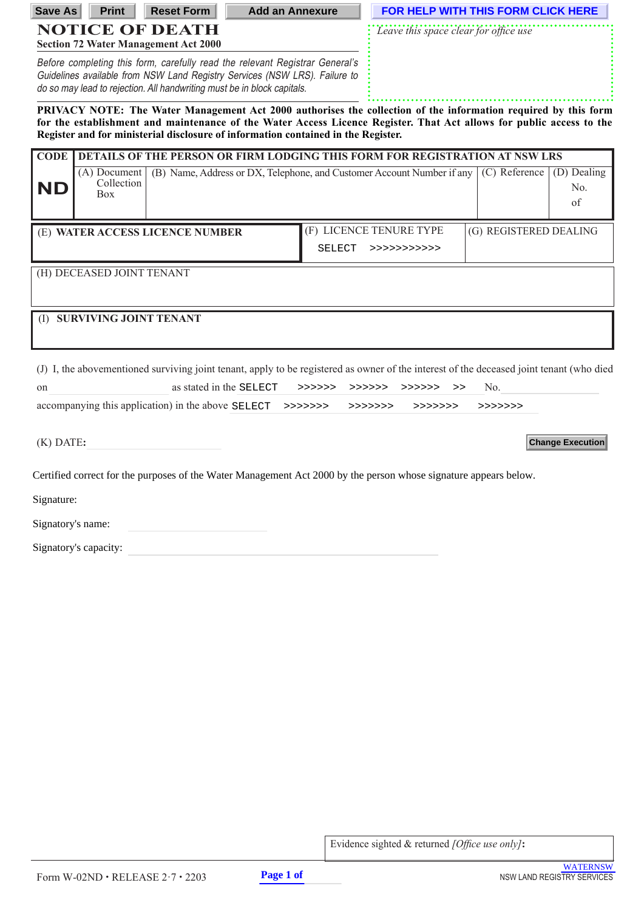Save As | Print | Reset Form | Add an Annexure | FOR HELP WITH THIS FORM CLICK HERE

# NOTICE OF DEATH

**Section 72 Water Management Act 2000**

*Before completing this form, carefully read the relevant Registrar General's Guidelines available from NSW Land Registry Services (NSW LRS). Failure to do so may lead to rejection. All handwriting must be in block capitals.*

*Leave this space clear for office use*

**PRIVACY NOTE: The Water Management Act 2000 authorises the collection of the information required by this form for the establishment and maintenance of the Water Access Licence Register. That Act allows for public access to the Register and for ministerial disclosure of information contained in the Register.**

| CODE | DETAILS OF THE PERSON OR FIRM LODGING THIS FORM FOR REGISTRATION AT NSW LRS | | | |
|---|---|---|---|---|
| **ND** | (A) Document Collection Box | (B) Name, Address or DX, Telephone, and Customer Account Number if any | (C) Reference | (D) Dealing No. of |

| (E) **WATER ACCESS LICENCE NUMBER** | (F) LICENCE TENURE TYPE | (G) REGISTERED DEALING |
|---|---|---|
| | SELECT >>>>>>>>>>> | |

(H) DECEASED JOINT TENANT

(I) **SURVIVING JOINT TENANT**

(J) I, the abovementioned surviving joint tenant, apply to be registered as owner of the interest of the deceased joint tenant (who died on ______ as stated in the SELECT >>>>>> >>>>>> >>>>>> >> No. ______ accompanying this application) in the above SELECT >>>>>>> >>>>>>> >>>>>>> >>>>>>>

(K) DATE**:**

Change Execution

Certified correct for the purposes of the Water Management Act 2000 by the person whose signature appears below.

Signature:

Signatory's name:

Signatory's capacity:

Evidence sighted & returned *[Office use only]***:**

Form W-02ND • RELEASE 2·7 • 2203

WATERNSW
NSW LAND REGISTRY SERVICES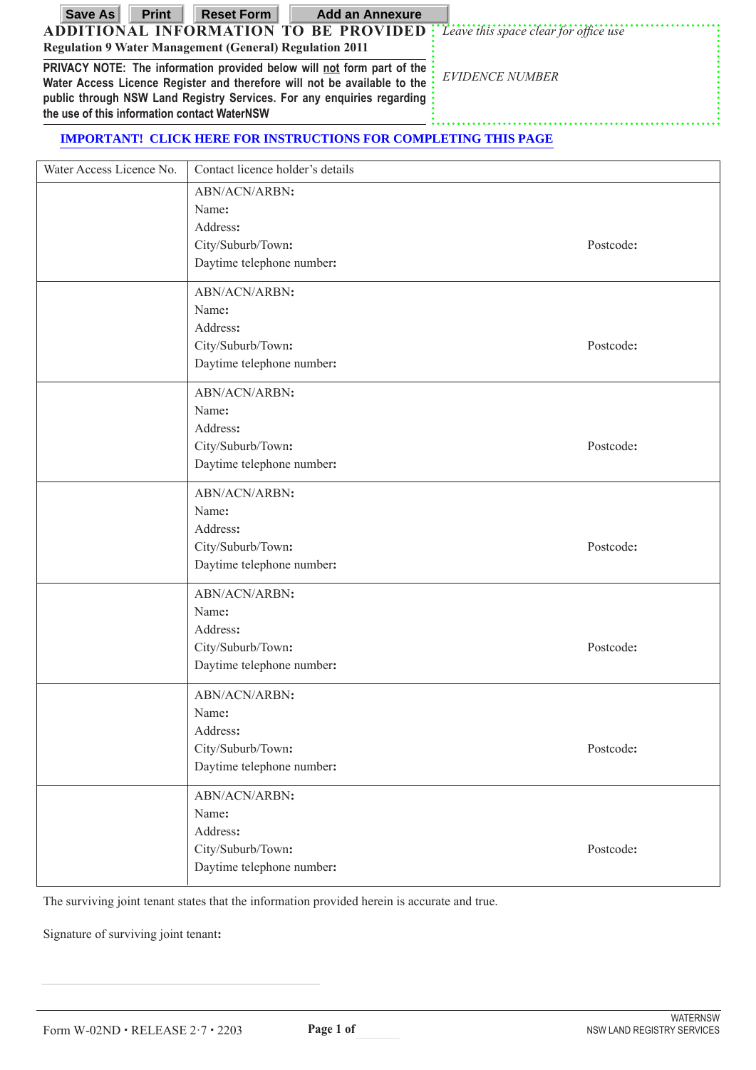Save As | Print | Reset Form | Add an Annexure

# ADDITIONAL INFORMATION TO BE PROVIDED

**Regulation 9 Water Management (General) Regulation 2011**

*Leave this space clear for office use*

*EVIDENCE NUMBER*

**PRIVACY NOTE: The information provided below will not form part of the Water Access Licence Register and therefore will not be available to the public through NSW Land Registry Services. For any enquiries regarding the use of this information contact WaterNSW**

**IMPORTANT! CLICK HERE FOR INSTRUCTIONS FOR COMPLETING THIS PAGE**

| Water Access Licence No. | Contact licence holder's details |
|---|---|
| | ABN/ACN/ARBN:<br>Name:<br>Address:<br>City/Suburb/Town: Postcode:<br>Daytime telephone number: |
| | ABN/ACN/ARBN:<br>Name:<br>Address:<br>City/Suburb/Town: Postcode:<br>Daytime telephone number: |
| | ABN/ACN/ARBN:<br>Name:<br>Address:<br>City/Suburb/Town: Postcode:<br>Daytime telephone number: |
| | ABN/ACN/ARBN:<br>Name:<br>Address:<br>City/Suburb/Town: Postcode:<br>Daytime telephone number: |
| | ABN/ACN/ARBN:<br>Name:<br>Address:<br>City/Suburb/Town: Postcode:<br>Daytime telephone number: |
| | ABN/ACN/ARBN:<br>Name:<br>Address:<br>City/Suburb/Town: Postcode:<br>Daytime telephone number: |
| | ABN/ACN/ARBN:<br>Name:<br>Address:<br>City/Suburb/Town: Postcode:<br>Daytime telephone number: |

The surviving joint tenant states that the information provided herein is accurate and true.

Signature of surviving joint tenant:

Form W-02ND • RELEASE 2·7 • 2203

WATERNSW
NSW LAND REGISTRY SERVICES